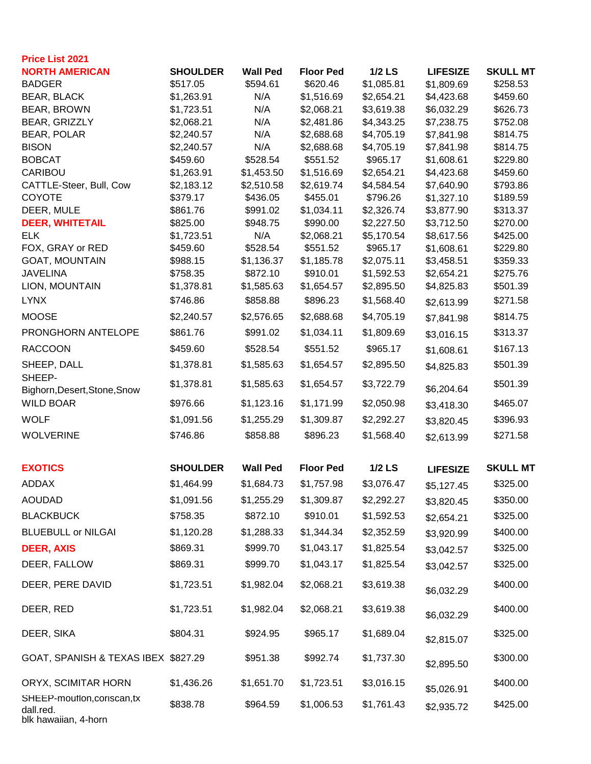**Price List 2021**

| NORTH AMERICAN | SHOULDER | Wall Ped | Floor Ped | 1/2 LS | LIFESIZE | SKULL MT |
|---|---|---|---|---|---|---|
| BADGER | $517.05 | $594.61 | $620.46 | $1,085.81 | $1,809.69 | $258.53 |
| BEAR, BLACK | $1,263.91 | N/A | $1,516.69 | $2,654.21 | $4,423.68 | $459.60 |
| BEAR, BROWN | $1,723.51 | N/A | $2,068.21 | $3,619.38 | $6,032.29 | $626.73 |
| BEAR, GRIZZLY | $2,068.21 | N/A | $2,481.86 | $4,343.25 | $7,238.75 | $752.08 |
| BEAR, POLAR | $2,240.57 | N/A | $2,688.68 | $4,705.19 | $7,841.98 | $814.75 |
| BISON | $2,240.57 | N/A | $2,688.68 | $4,705.19 | $7,841.98 | $814.75 |
| BOBCAT | $459.60 | $528.54 | $551.52 | $965.17 | $1,608.61 | $229.80 |
| CARIBOU | $1,263.91 | $1,453.50 | $1,516.69 | $2,654.21 | $4,423.68 | $459.60 |
| CATTLE-Steer, Bull, Cow | $2,183.12 | $2,510.58 | $2,619.74 | $4,584.54 | $7,640.90 | $793.86 |
| COYOTE | $379.17 | $436.05 | $455.01 | $796.26 | $1,327.10 | $189.59 |
| DEER, MULE | $861.76 | $991.02 | $1,034.11 | $2,326.74 | $3,877.90 | $313.37 |
| **DEER, WHITETAIL** | $825.00 | $948.75 | $990.00 | $2,227.50 | $3,712.50 | $270.00 |
| ELK | $1,723.51 | N/A | $2,068.21 | $5,170.54 | $8,617.56 | $425.00 |
| FOX, GRAY or RED | $459.60 | $528.54 | $551.52 | $965.17 | $1,608.61 | $229.80 |
| GOAT, MOUNTAIN | $988.15 | $1,136.37 | $1,185.78 | $2,075.11 | $3,458.51 | $359.33 |
| JAVELINA | $758.35 | $872.10 | $910.01 | $1,592.53 | $2,654.21 | $275.76 |
| LION, MOUNTAIN | $1,378.81 | $1,585.63 | $1,654.57 | $2,895.50 | $4,825.83 | $501.39 |
| LYNX | $746.86 | $858.88 | $896.23 | $1,568.40 | $2,613.99 | $271.58 |
| MOOSE | $2,240.57 | $2,576.65 | $2,688.68 | $4,705.19 | $7,841.98 | $814.75 |
| PRONGHORN ANTELOPE | $861.76 | $991.02 | $1,034.11 | $1,809.69 | $3,016.15 | $313.37 |
| RACCOON | $459.60 | $528.54 | $551.52 | $965.17 | $1,608.61 | $167.13 |
| SHEEP, DALL | $1,378.81 | $1,585.63 | $1,654.57 | $2,895.50 | $4,825.83 | $501.39 |
| SHEEP-Bighorn,Desert,Stone,Snow | $1,378.81 | $1,585.63 | $1,654.57 | $3,722.79 | $6,204.64 | $501.39 |
| WILD BOAR | $976.66 | $1,123.16 | $1,171.99 | $2,050.98 | $3,418.30 | $465.07 |
| WOLF | $1,091.56 | $1,255.29 | $1,309.87 | $2,292.27 | $3,820.45 | $396.93 |
| WOLVERINE | $746.86 | $858.88 | $896.23 | $1,568.40 | $2,613.99 | $271.58 |

| EXOTICS | SHOULDER | Wall Ped | Floor Ped | 1/2 LS | LIFESIZE | SKULL MT |
|---|---|---|---|---|---|---|
| ADDAX | $1,464.99 | $1,684.73 | $1,757.98 | $3,076.47 | $5,127.45 | $325.00 |
| AOUDAD | $1,091.56 | $1,255.29 | $1,309.87 | $2,292.27 | $3,820.45 | $350.00 |
| BLACKBUCK | $758.35 | $872.10 | $910.01 | $1,592.53 | $2,654.21 | $325.00 |
| BLUEBULL or NILGAI | $1,120.28 | $1,288.33 | $1,344.34 | $2,352.59 | $3,920.99 | $400.00 |
| **DEER, AXIS** | $869.31 | $999.70 | $1,043.17 | $1,825.54 | $3,042.57 | $325.00 |
| DEER, FALLOW | $869.31 | $999.70 | $1,043.17 | $1,825.54 | $3,042.57 | $325.00 |
| DEER, PERE DAVID | $1,723.51 | $1,982.04 | $2,068.21 | $3,619.38 | $6,032.29 | $400.00 |
| DEER, RED | $1,723.51 | $1,982.04 | $2,068.21 | $3,619.38 | $6,032.29 | $400.00 |
| DEER, SIKA | $804.31 | $924.95 | $965.17 | $1,689.04 | $2,815.07 | $325.00 |
| GOAT, SPANISH & TEXAS IBEX | $827.29 | $951.38 | $992.74 | $1,737.30 | $2,895.50 | $300.00 |
| ORYX, SCIMITAR HORN | $1,436.26 | $1,651.70 | $1,723.51 | $3,016.15 | $5,026.91 | $400.00 |
| SHEEP-mouflon,coriscan,tx dall.red. blk hawaiian, 4-horn | $838.78 | $964.59 | $1,006.53 | $1,761.43 | $2,935.72 | $425.00 |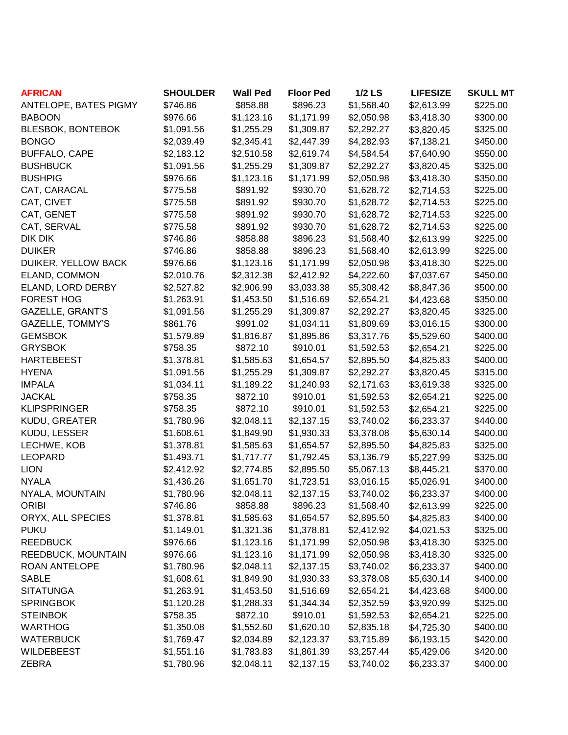| AFRICAN | SHOULDER | Wall Ped | Floor Ped | 1/2 LS | LIFESIZE | SKULL MT |
|---|---|---|---|---|---|---|
| ANTELOPE, BATES PIGMY | $746.86 | $858.88 | $896.23 | $1,568.40 | $2,613.99 | $225.00 |
| BABOON | $976.66 | $1,123.16 | $1,171.99 | $2,050.98 | $3,418.30 | $300.00 |
| BLESBOK, BONTEBOK | $1,091.56 | $1,255.29 | $1,309.87 | $2,292.27 | $3,820.45 | $325.00 |
| BONGO | $2,039.49 | $2,345.41 | $2,447.39 | $4,282.93 | $7,138.21 | $450.00 |
| BUFFALO, CAPE | $2,183.12 | $2,510.58 | $2,619.74 | $4,584.54 | $7,640.90 | $550.00 |
| BUSHBUCK | $1,091.56 | $1,255.29 | $1,309.87 | $2,292.27 | $3,820.45 | $325.00 |
| BUSHPIG | $976.66 | $1,123.16 | $1,171.99 | $2,050.98 | $3,418.30 | $350.00 |
| CAT, CARACAL | $775.58 | $891.92 | $930.70 | $1,628.72 | $2,714.53 | $225.00 |
| CAT, CIVET | $775.58 | $891.92 | $930.70 | $1,628.72 | $2,714.53 | $225.00 |
| CAT, GENET | $775.58 | $891.92 | $930.70 | $1,628.72 | $2,714.53 | $225.00 |
| CAT, SERVAL | $775.58 | $891.92 | $930.70 | $1,628.72 | $2,714.53 | $225.00 |
| DIK DIK | $746.86 | $858.88 | $896.23 | $1,568.40 | $2,613.99 | $225.00 |
| DUIKER | $746.86 | $858.88 | $896.23 | $1,568.40 | $2,613.99 | $225.00 |
| DUIKER, YELLOW BACK | $976.66 | $1,123.16 | $1,171.99 | $2,050.98 | $3,418.30 | $225.00 |
| ELAND, COMMON | $2,010.76 | $2,312.38 | $2,412.92 | $4,222.60 | $7,037.67 | $450.00 |
| ELAND, LORD DERBY | $2,527.82 | $2,906.99 | $3,033.38 | $5,308.42 | $8,847.36 | $500.00 |
| FOREST HOG | $1,263.91 | $1,453.50 | $1,516.69 | $2,654.21 | $4,423.68 | $350.00 |
| GAZELLE, GRANT'S | $1,091.56 | $1,255.29 | $1,309.87 | $2,292.27 | $3,820.45 | $325.00 |
| GAZELLE, TOMMY'S | $861.76 | $991.02 | $1,034.11 | $1,809.69 | $3,016.15 | $300.00 |
| GEMSBOK | $1,579.89 | $1,816.87 | $1,895.86 | $3,317.76 | $5,529.60 | $400.00 |
| GRYSBOK | $758.35 | $872.10 | $910.01 | $1,592.53 | $2,654.21 | $225.00 |
| HARTEBEEST | $1,378.81 | $1,585.63 | $1,654.57 | $2,895.50 | $4,825.83 | $400.00 |
| HYENA | $1,091.56 | $1,255.29 | $1,309.87 | $2,292.27 | $3,820.45 | $315.00 |
| IMPALA | $1,034.11 | $1,189.22 | $1,240.93 | $2,171.63 | $3,619.38 | $325.00 |
| JACKAL | $758.35 | $872.10 | $910.01 | $1,592.53 | $2,654.21 | $225.00 |
| KLIPSPRINGER | $758.35 | $872.10 | $910.01 | $1,592.53 | $2,654.21 | $225.00 |
| KUDU, GREATER | $1,780.96 | $2,048.11 | $2,137.15 | $3,740.02 | $6,233.37 | $440.00 |
| KUDU, LESSER | $1,608.61 | $1,849.90 | $1,930.33 | $3,378.08 | $5,630.14 | $400.00 |
| LECHWE, KOB | $1,378.81 | $1,585.63 | $1,654.57 | $2,895.50 | $4,825.83 | $325.00 |
| LEOPARD | $1,493.71 | $1,717.77 | $1,792.45 | $3,136.79 | $5,227.99 | $325.00 |
| LION | $2,412.92 | $2,774.85 | $2,895.50 | $5,067.13 | $8,445.21 | $370.00 |
| NYALA | $1,436.26 | $1,651.70 | $1,723.51 | $3,016.15 | $5,026.91 | $400.00 |
| NYALA, MOUNTAIN | $1,780.96 | $2,048.11 | $2,137.15 | $3,740.02 | $6,233.37 | $400.00 |
| ORIBI | $746.86 | $858.88 | $896.23 | $1,568.40 | $2,613.99 | $225.00 |
| ORYX, ALL SPECIES | $1,378.81 | $1,585.63 | $1,654.57 | $2,895.50 | $4,825.83 | $400.00 |
| PUKU | $1,149.01 | $1,321.36 | $1,378.81 | $2,412.92 | $4,021.53 | $325.00 |
| REEDBUCK | $976.66 | $1,123.16 | $1,171.99 | $2,050.98 | $3,418.30 | $325.00 |
| REEDBUCK, MOUNTAIN | $976.66 | $1,123.16 | $1,171.99 | $2,050.98 | $3,418.30 | $325.00 |
| ROAN ANTELOPE | $1,780.96 | $2,048.11 | $2,137.15 | $3,740.02 | $6,233.37 | $400.00 |
| SABLE | $1,608.61 | $1,849.90 | $1,930.33 | $3,378.08 | $5,630.14 | $400.00 |
| SITATUNGA | $1,263.91 | $1,453.50 | $1,516.69 | $2,654.21 | $4,423.68 | $400.00 |
| SPRINGBOK | $1,120.28 | $1,288.33 | $1,344.34 | $2,352.59 | $3,920.99 | $325.00 |
| STEINBOK | $758.35 | $872.10 | $910.01 | $1,592.53 | $2,654.21 | $225.00 |
| WARTHOG | $1,350.08 | $1,552.60 | $1,620.10 | $2,835.18 | $4,725.30 | $400.00 |
| WATERBUCK | $1,769.47 | $2,034.89 | $2,123.37 | $3,715.89 | $6,193.15 | $420.00 |
| WILDEBEEST | $1,551.16 | $1,783.83 | $1,861.39 | $3,257.44 | $5,429.06 | $420.00 |
| ZEBRA | $1,780.96 | $2,048.11 | $2,137.15 | $3,740.02 | $6,233.37 | $400.00 |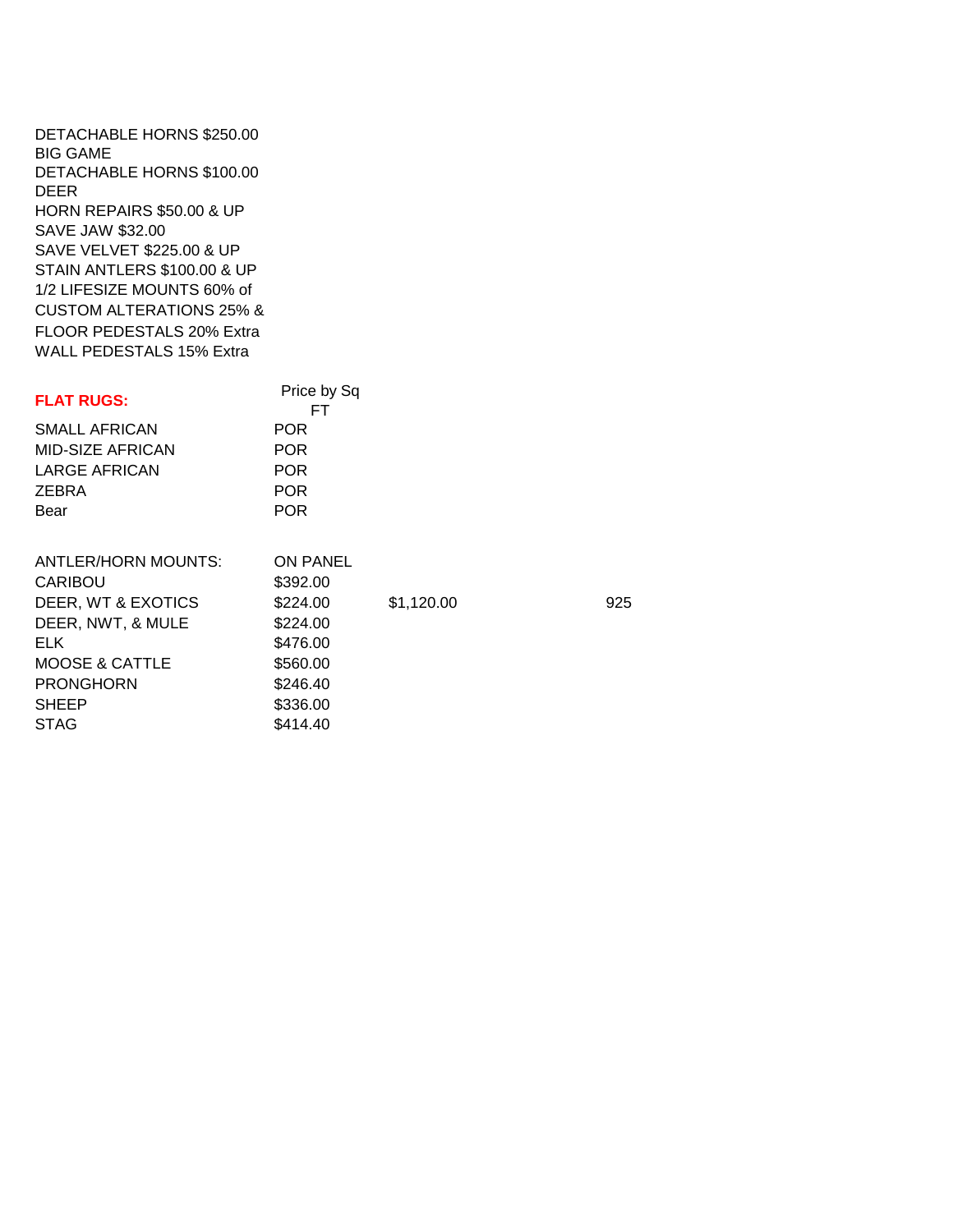DETACHABLE HORNS $250.00
BIG GAME
DETACHABLE HORNS $100.00
DEER
HORN REPAIRS $50.00 & UP
SAVE JAW $32.00
SAVE VELVET $225.00 & UP
STAIN ANTLERS $100.00 & UP
1/2 LIFESIZE MOUNTS 60% of
CUSTOM ALTERATIONS 25% &
FLOOR PEDESTALS 20% Extra
WALL PEDESTALS 15% Extra

| **FLAT RUGS:** | Price by Sq FT |
|---|---|
| SMALL AFRICAN | POR |
| MID-SIZE AFRICAN | POR |
| LARGE AFRICAN | POR |
| ZEBRA | POR |
| Bear | POR |

| ANTLER/HORN MOUNTS: | ON PANEL | | |
|---|---|---|---|
| CARIBOU | $392.00 | | |
| DEER, WT & EXOTICS | $224.00 | $1,120.00 | 925 |
| DEER, NWT, & MULE | $224.00 | | |
| ELK | $476.00 | | |
| MOOSE & CATTLE | $560.00 | | |
| PRONGHORN | $246.40 | | |
| SHEEP | $336.00 | | |
| STAG | $414.40 | | |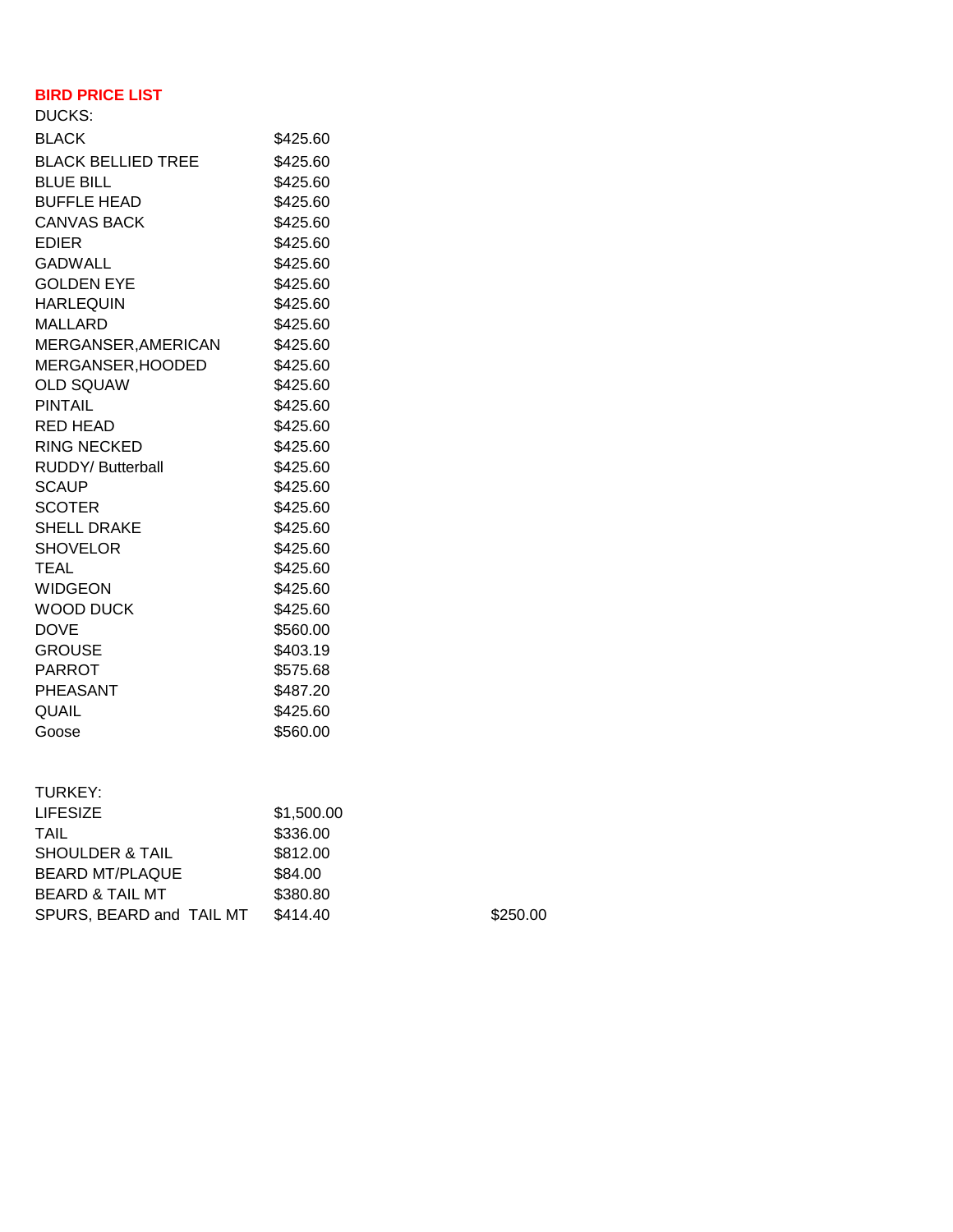**BIRD PRICE LIST**

DUCKS:

| | | |
|---|---|---|
| BLACK | $425.60 | |
| BLACK BELLIED TREE | $425.60 | |
| BLUE BILL | $425.60 | |
| BUFFLE HEAD | $425.60 | |
| CANVAS BACK | $425.60 | |
| EDIER | $425.60 | |
| GADWALL | $425.60 | |
| GOLDEN EYE | $425.60 | |
| HARLEQUIN | $425.60 | |
| MALLARD | $425.60 | |
| MERGANSER,AMERICAN | $425.60 | |
| MERGANSER,HOODED | $425.60 | |
| OLD SQUAW | $425.60 | |
| PINTAIL | $425.60 | |
| RED HEAD | $425.60 | |
| RING NECKED | $425.60 | |
| RUDDY/ Butterball | $425.60 | |
| SCAUP | $425.60 | |
| SCOTER | $425.60 | |
| SHELL DRAKE | $425.60 | |
| SHOVELOR | $425.60 | |
| TEAL | $425.60 | |
| WIDGEON | $425.60 | |
| WOOD DUCK | $425.60 | |
| DOVE | $560.00 | |
| GROUSE | $403.19 | |
| PARROT | $575.68 | |
| PHEASANT | $487.20 | |
| QUAIL | $425.60 | |
| Goose | $560.00 | |

TURKEY:

| | | |
|---|---|---|
| LIFESIZE | $1,500.00 | |
| TAIL | $336.00 | |
| SHOULDER & TAIL | $812.00 | |
| BEARD MT/PLAQUE | $84.00 | |
| BEARD & TAIL MT | $380.80 | |
| SPURS, BEARD and TAIL MT | $414.40 | $250.00 |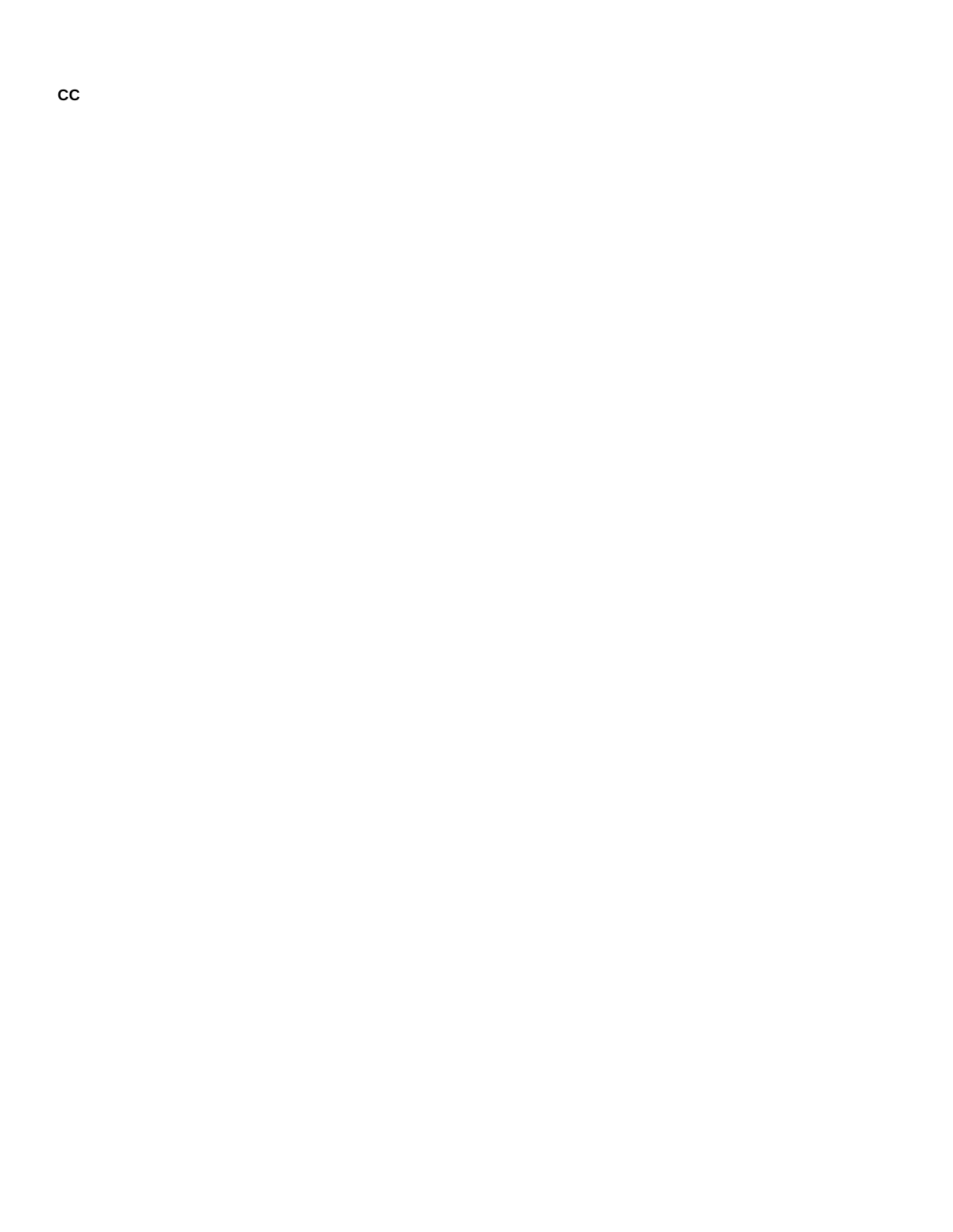**CC**